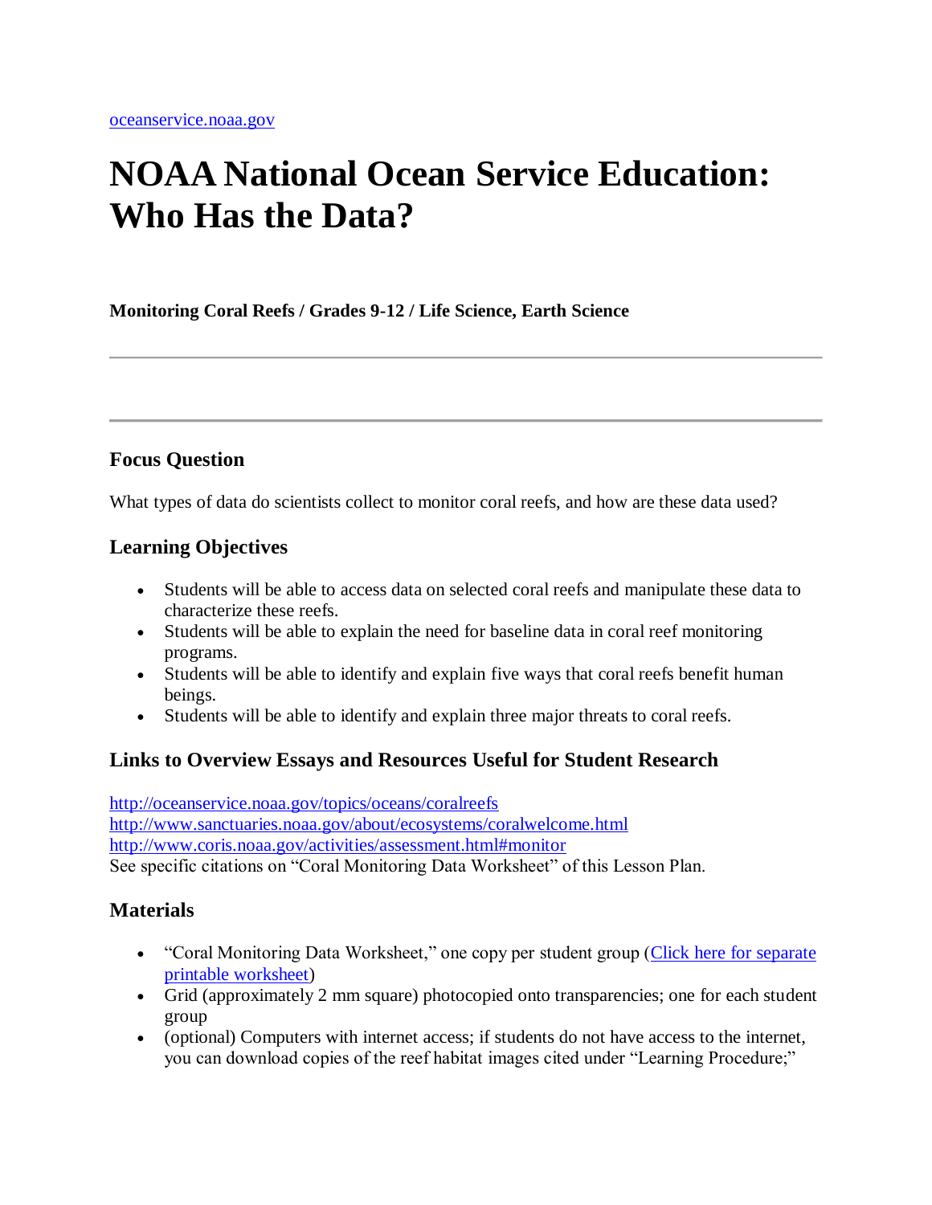oceanservice.noaa.gov

# NOAA National Ocean Service Education: Who Has the Data?

**Monitoring Coral Reefs / Grades 9-12 / Life Science, Earth Science**

---

---

### Focus Question

What types of data do scientists collect to monitor coral reefs, and how are these data used?

### Learning Objectives

- Students will be able to access data on selected coral reefs and manipulate these data to characterize these reefs.
- Students will be able to explain the need for baseline data in coral reef monitoring programs.
- Students will be able to identify and explain five ways that coral reefs benefit human beings.
- Students will be able to identify and explain three major threats to coral reefs.

### Links to Overview Essays and Resources Useful for Student Research

http://oceanservice.noaa.gov/topics/oceans/coralreefs
http://www.sanctuaries.noaa.gov/about/ecosystems/coralwelcome.html
http://www.coris.noaa.gov/activities/assessment.html#monitor
See specific citations on "Coral Monitoring Data Worksheet" of this Lesson Plan.

### Materials

- "Coral Monitoring Data Worksheet," one copy per student group (Click here for separate printable worksheet)
- Grid (approximately 2 mm square) photocopied onto transparencies; one for each student group
- (optional) Computers with internet access; if students do not have access to the internet, you can download copies of the reef habitat images cited under "Learning Procedure;"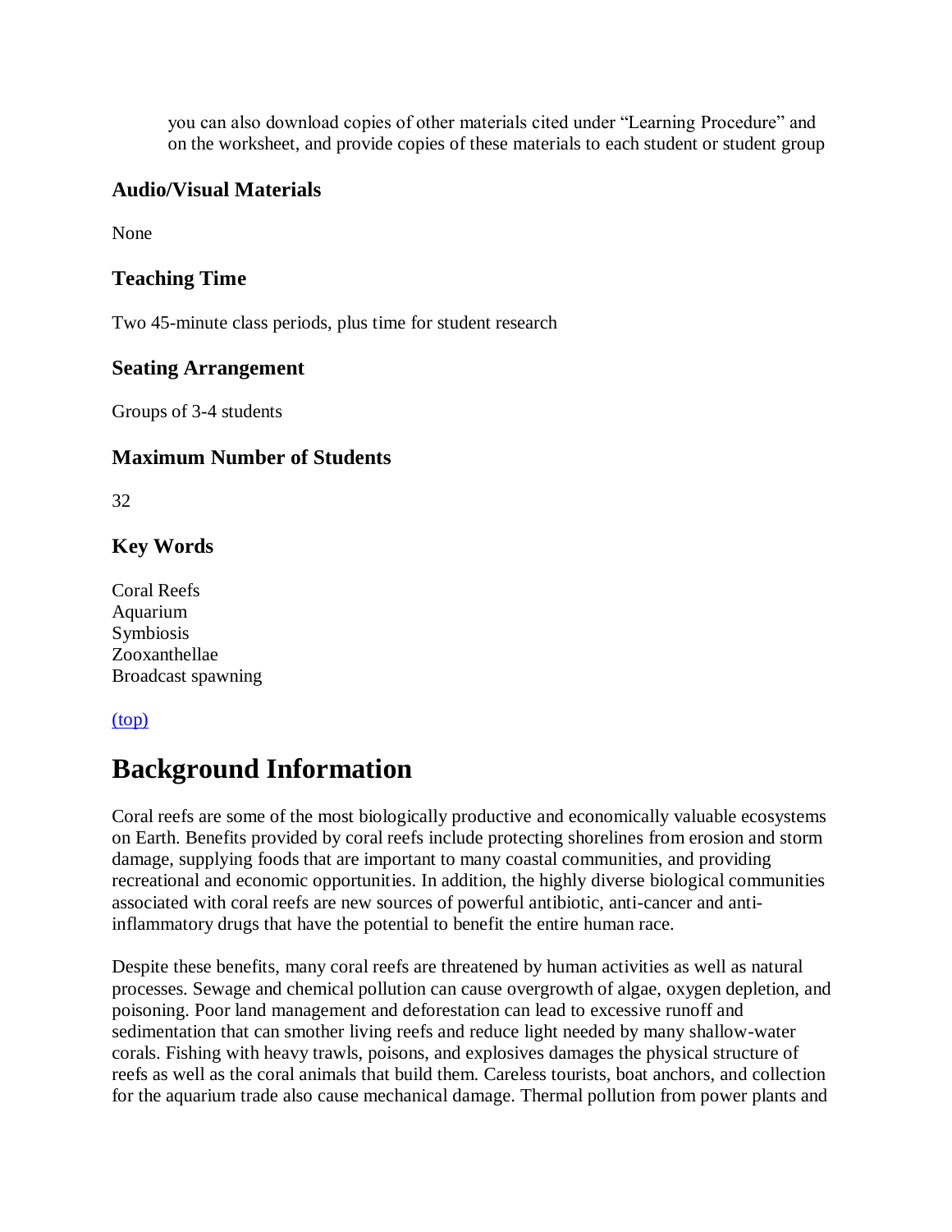you can also download copies of other materials cited under "Learning Procedure" and on the worksheet, and provide copies of these materials to each student or student group

### Audio/Visual Materials

None

### Teaching Time

Two 45-minute class periods, plus time for student research

### Seating Arrangement

Groups of 3-4 students

### Maximum Number of Students

32

### Key Words

Coral Reefs
Aquarium
Symbiosis
Zooxanthellae
Broadcast spawning

(top)

# Background Information

Coral reefs are some of the most biologically productive and economically valuable ecosystems on Earth. Benefits provided by coral reefs include protecting shorelines from erosion and storm damage, supplying foods that are important to many coastal communities, and providing recreational and economic opportunities. In addition, the highly diverse biological communities associated with coral reefs are new sources of powerful antibiotic, anti-cancer and anti-inflammatory drugs that have the potential to benefit the entire human race.

Despite these benefits, many coral reefs are threatened by human activities as well as natural processes. Sewage and chemical pollution can cause overgrowth of algae, oxygen depletion, and poisoning. Poor land management and deforestation can lead to excessive runoff and sedimentation that can smother living reefs and reduce light needed by many shallow-water corals. Fishing with heavy trawls, poisons, and explosives damages the physical structure of reefs as well as the coral animals that build them. Careless tourists, boat anchors, and collection for the aquarium trade also cause mechanical damage. Thermal pollution from power plants and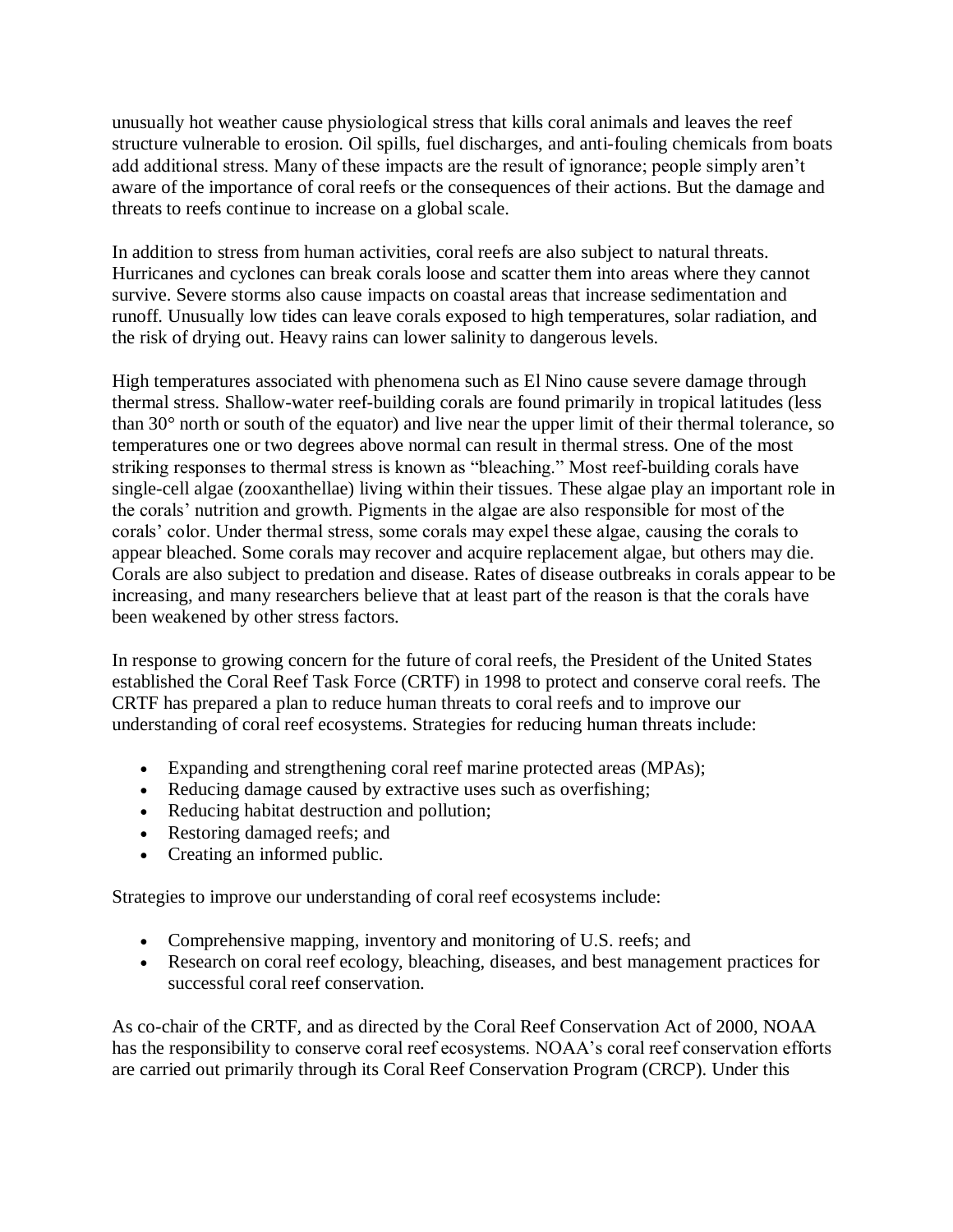unusually hot weather cause physiological stress that kills coral animals and leaves the reef structure vulnerable to erosion. Oil spills, fuel discharges, and anti-fouling chemicals from boats add additional stress. Many of these impacts are the result of ignorance; people simply aren't aware of the importance of coral reefs or the consequences of their actions. But the damage and threats to reefs continue to increase on a global scale.

In addition to stress from human activities, coral reefs are also subject to natural threats. Hurricanes and cyclones can break corals loose and scatter them into areas where they cannot survive. Severe storms also cause impacts on coastal areas that increase sedimentation and runoff. Unusually low tides can leave corals exposed to high temperatures, solar radiation, and the risk of drying out. Heavy rains can lower salinity to dangerous levels.

High temperatures associated with phenomena such as El Nino cause severe damage through thermal stress. Shallow-water reef-building corals are found primarily in tropical latitudes (less than 30° north or south of the equator) and live near the upper limit of their thermal tolerance, so temperatures one or two degrees above normal can result in thermal stress. One of the most striking responses to thermal stress is known as "bleaching." Most reef-building corals have single-cell algae (zooxanthellae) living within their tissues. These algae play an important role in the corals' nutrition and growth. Pigments in the algae are also responsible for most of the corals' color. Under thermal stress, some corals may expel these algae, causing the corals to appear bleached. Some corals may recover and acquire replacement algae, but others may die. Corals are also subject to predation and disease. Rates of disease outbreaks in corals appear to be increasing, and many researchers believe that at least part of the reason is that the corals have been weakened by other stress factors.

In response to growing concern for the future of coral reefs, the President of the United States established the Coral Reef Task Force (CRTF) in 1998 to protect and conserve coral reefs. The CRTF has prepared a plan to reduce human threats to coral reefs and to improve our understanding of coral reef ecosystems. Strategies for reducing human threats include:

- Expanding and strengthening coral reef marine protected areas (MPAs);
- Reducing damage caused by extractive uses such as overfishing;
- Reducing habitat destruction and pollution;
- Restoring damaged reefs; and
- Creating an informed public.

Strategies to improve our understanding of coral reef ecosystems include:

- Comprehensive mapping, inventory and monitoring of U.S. reefs; and
- Research on coral reef ecology, bleaching, diseases, and best management practices for successful coral reef conservation.

As co-chair of the CRTF, and as directed by the Coral Reef Conservation Act of 2000, NOAA has the responsibility to conserve coral reef ecosystems. NOAA's coral reef conservation efforts are carried out primarily through its Coral Reef Conservation Program (CRCP). Under this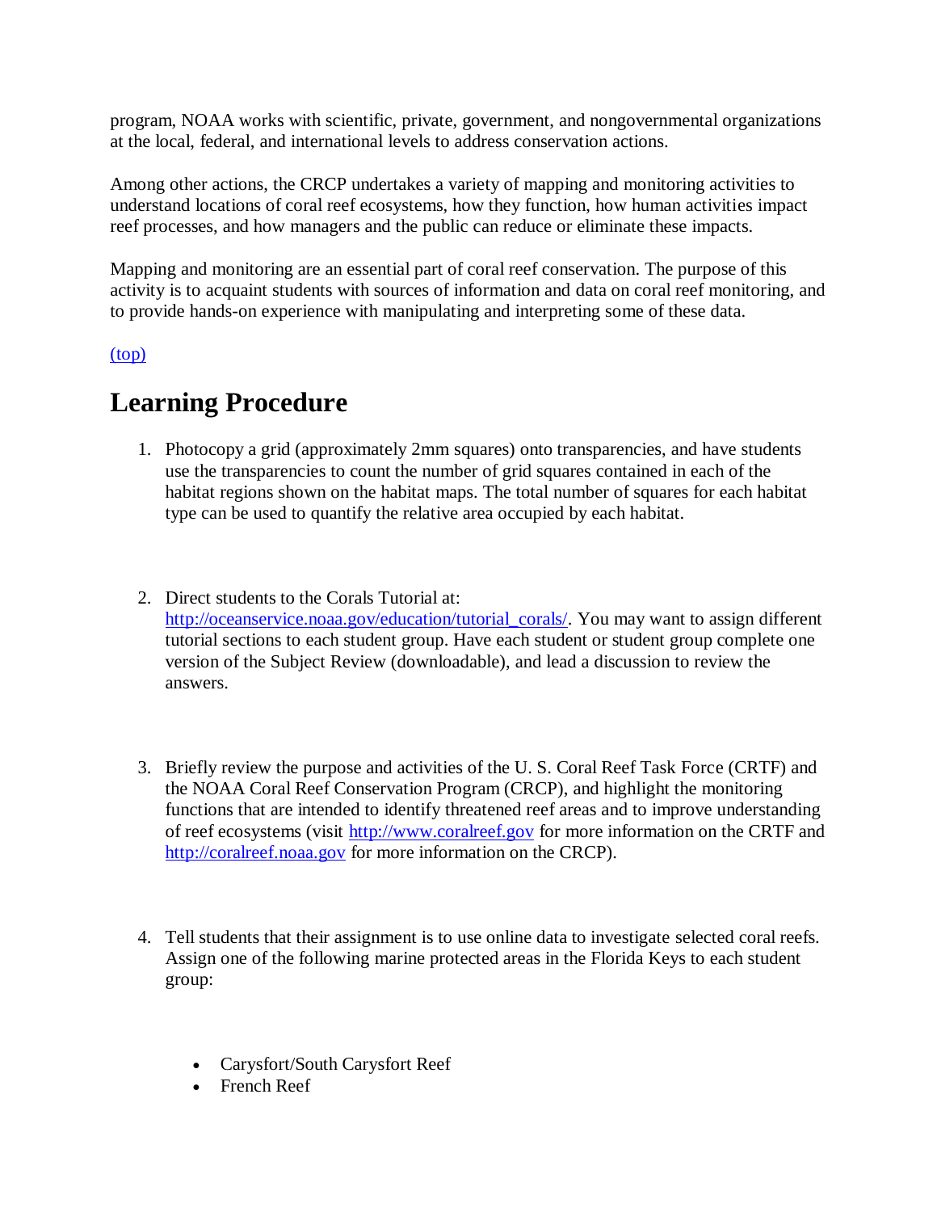program, NOAA works with scientific, private, government, and nongovernmental organizations at the local, federal, and international levels to address conservation actions.

Among other actions, the CRCP undertakes a variety of mapping and monitoring activities to understand locations of coral reef ecosystems, how they function, how human activities impact reef processes, and how managers and the public can reduce or eliminate these impacts.

Mapping and monitoring are an essential part of coral reef conservation. The purpose of this activity is to acquaint students with sources of information and data on coral reef monitoring, and to provide hands-on experience with manipulating and interpreting some of these data.

(top)

# Learning Procedure

1. Photocopy a grid (approximately 2mm squares) onto transparencies, and have students use the transparencies to count the number of grid squares contained in each of the habitat regions shown on the habitat maps. The total number of squares for each habitat type can be used to quantify the relative area occupied by each habitat.

2. Direct students to the Corals Tutorial at: http://oceanservice.noaa.gov/education/tutorial_corals/. You may want to assign different tutorial sections to each student group. Have each student or student group complete one version of the Subject Review (downloadable), and lead a discussion to review the answers.

3. Briefly review the purpose and activities of the U. S. Coral Reef Task Force (CRTF) and the NOAA Coral Reef Conservation Program (CRCP), and highlight the monitoring functions that are intended to identify threatened reef areas and to improve understanding of reef ecosystems (visit http://www.coralreef.gov for more information on the CRTF and http://coralreef.noaa.gov for more information on the CRCP).

4. Tell students that their assignment is to use online data to investigate selected coral reefs. Assign one of the following marine protected areas in the Florida Keys to each student group:

   - Carysfort/South Carysfort Reef
   - French Reef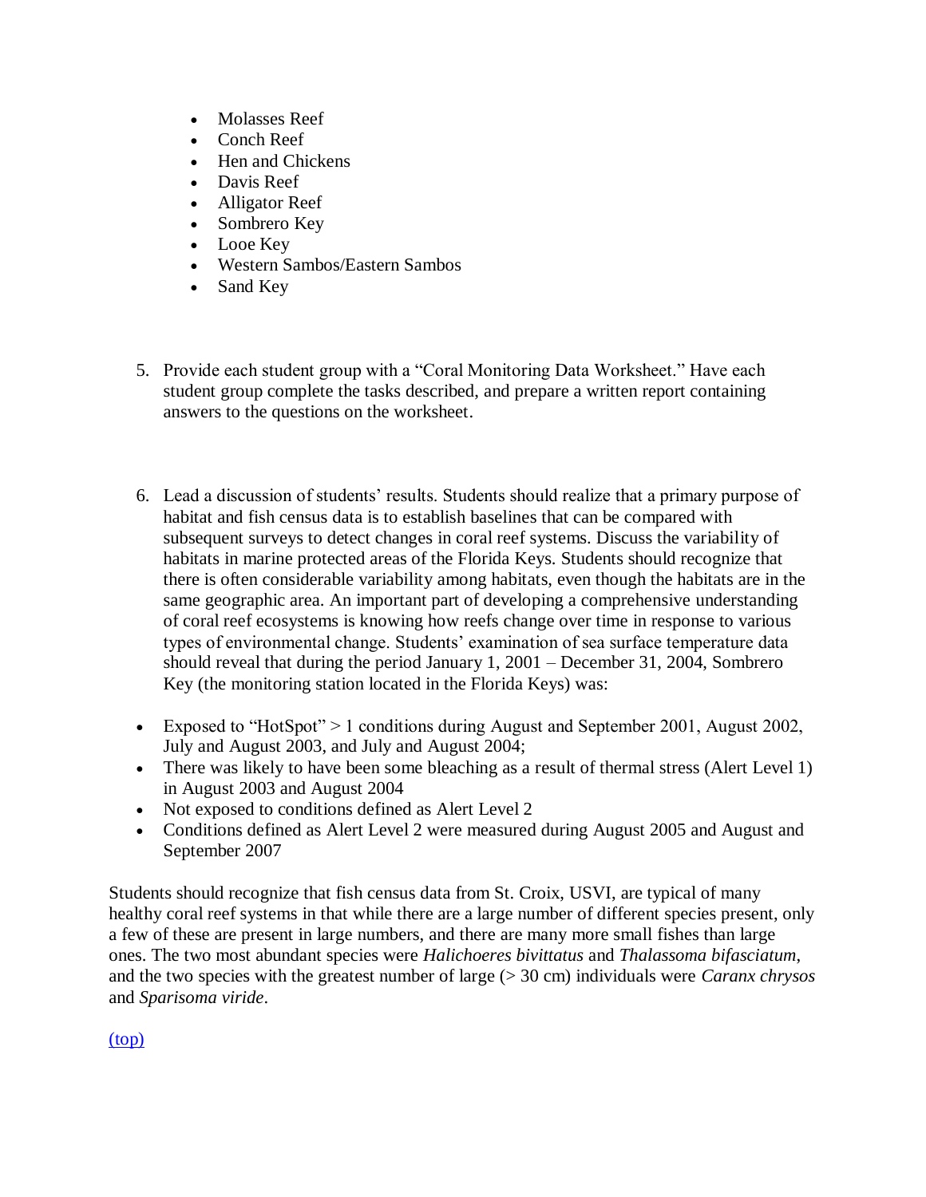- Molasses Reef
- Conch Reef
- Hen and Chickens
- Davis Reef
- Alligator Reef
- Sombrero Key
- Looe Key
- Western Sambos/Eastern Sambos
- Sand Key

5. Provide each student group with a "Coral Monitoring Data Worksheet." Have each student group complete the tasks described, and prepare a written report containing answers to the questions on the worksheet.

6. Lead a discussion of students' results. Students should realize that a primary purpose of habitat and fish census data is to establish baselines that can be compared with subsequent surveys to detect changes in coral reef systems. Discuss the variability of habitats in marine protected areas of the Florida Keys. Students should recognize that there is often considerable variability among habitats, even though the habitats are in the same geographic area. An important part of developing a comprehensive understanding of coral reef ecosystems is knowing how reefs change over time in response to various types of environmental change. Students' examination of sea surface temperature data should reveal that during the period January 1, 2001 – December 31, 2004, Sombrero Key (the monitoring station located in the Florida Keys) was:

- Exposed to "HotSpot" > 1 conditions during August and September 2001, August 2002, July and August 2003, and July and August 2004;
- There was likely to have been some bleaching as a result of thermal stress (Alert Level 1) in August 2003 and August 2004
- Not exposed to conditions defined as Alert Level 2
- Conditions defined as Alert Level 2 were measured during August 2005 and August and September 2007

Students should recognize that fish census data from St. Croix, USVI, are typical of many healthy coral reef systems in that while there are a large number of different species present, only a few of these are present in large numbers, and there are many more small fishes than large ones. The two most abundant species were *Halichoeres bivittatus* and *Thalassoma bifasciatum*, and the two species with the greatest number of large (> 30 cm) individuals were *Caranx chrysos* and *Sparisoma viride*.

(top)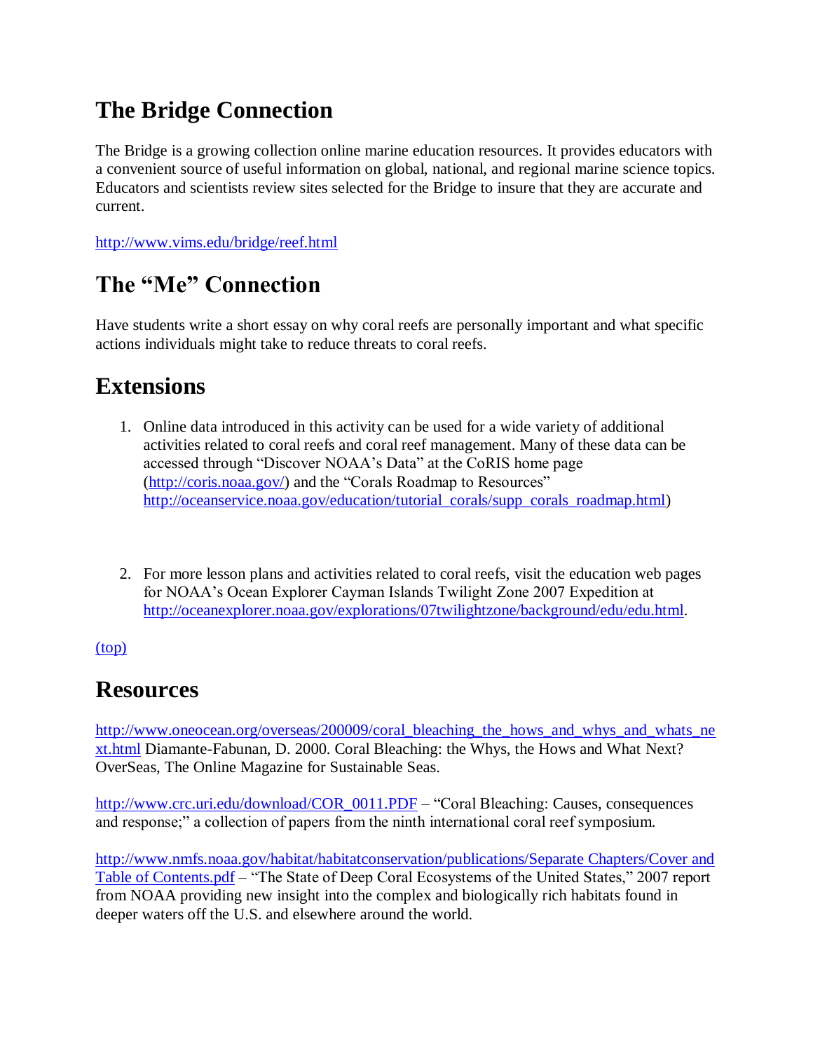## The Bridge Connection

The Bridge is a growing collection online marine education resources. It provides educators with a convenient source of useful information on global, national, and regional marine science topics. Educators and scientists review sites selected for the Bridge to insure that they are accurate and current.

http://www.vims.edu/bridge/reef.html

## The "Me" Connection

Have students write a short essay on why coral reefs are personally important and what specific actions individuals might take to reduce threats to coral reefs.

## Extensions

1. Online data introduced in this activity can be used for a wide variety of additional activities related to coral reefs and coral reef management. Many of these data can be accessed through "Discover NOAA's Data" at the CoRIS home page (http://coris.noaa.gov/) and the "Corals Roadmap to Resources" http://oceanservice.noaa.gov/education/tutorial_corals/supp_corals_roadmap.html)

2. For more lesson plans and activities related to coral reefs, visit the education web pages for NOAA's Ocean Explorer Cayman Islands Twilight Zone 2007 Expedition at http://oceanexplorer.noaa.gov/explorations/07twilightzone/background/edu/edu.html.

(top)

## Resources

http://www.oneocean.org/overseas/200009/coral_bleaching_the_hows_and_whys_and_whats_next.html Diamante-Fabunan, D. 2000. Coral Bleaching: the Whys, the Hows and What Next? OverSeas, The Online Magazine for Sustainable Seas.

http://www.crc.uri.edu/download/COR_0011.PDF – "Coral Bleaching: Causes, consequences and response;" a collection of papers from the ninth international coral reef symposium.

http://www.nmfs.noaa.gov/habitat/habitatconservation/publications/Separate Chapters/Cover and Table of Contents.pdf – "The State of Deep Coral Ecosystems of the United States," 2007 report from NOAA providing new insight into the complex and biologically rich habitats found in deeper waters off the U.S. and elsewhere around the world.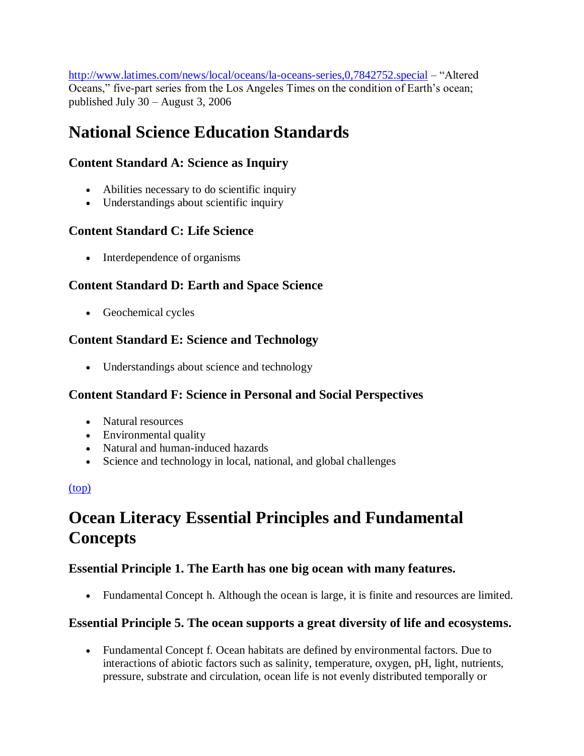http://www.latimes.com/news/local/oceans/la-oceans-series,0,7842752.special – "Altered Oceans," five-part series from the Los Angeles Times on the condition of Earth's ocean; published July 30 – August 3, 2006

## National Science Education Standards

### Content Standard A: Science as Inquiry

- Abilities necessary to do scientific inquiry
- Understandings about scientific inquiry

### Content Standard C: Life Science

- Interdependence of organisms

### Content Standard D: Earth and Space Science

- Geochemical cycles

### Content Standard E: Science and Technology

- Understandings about science and technology

### Content Standard F: Science in Personal and Social Perspectives

- Natural resources
- Environmental quality
- Natural and human-induced hazards
- Science and technology in local, national, and global challenges

(top)

## Ocean Literacy Essential Principles and Fundamental Concepts

### Essential Principle 1. The Earth has one big ocean with many features.

- Fundamental Concept h. Although the ocean is large, it is finite and resources are limited.

### Essential Principle 5. The ocean supports a great diversity of life and ecosystems.

- Fundamental Concept f. Ocean habitats are defined by environmental factors. Due to interactions of abiotic factors such as salinity, temperature, oxygen, pH, light, nutrients, pressure, substrate and circulation, ocean life is not evenly distributed temporally or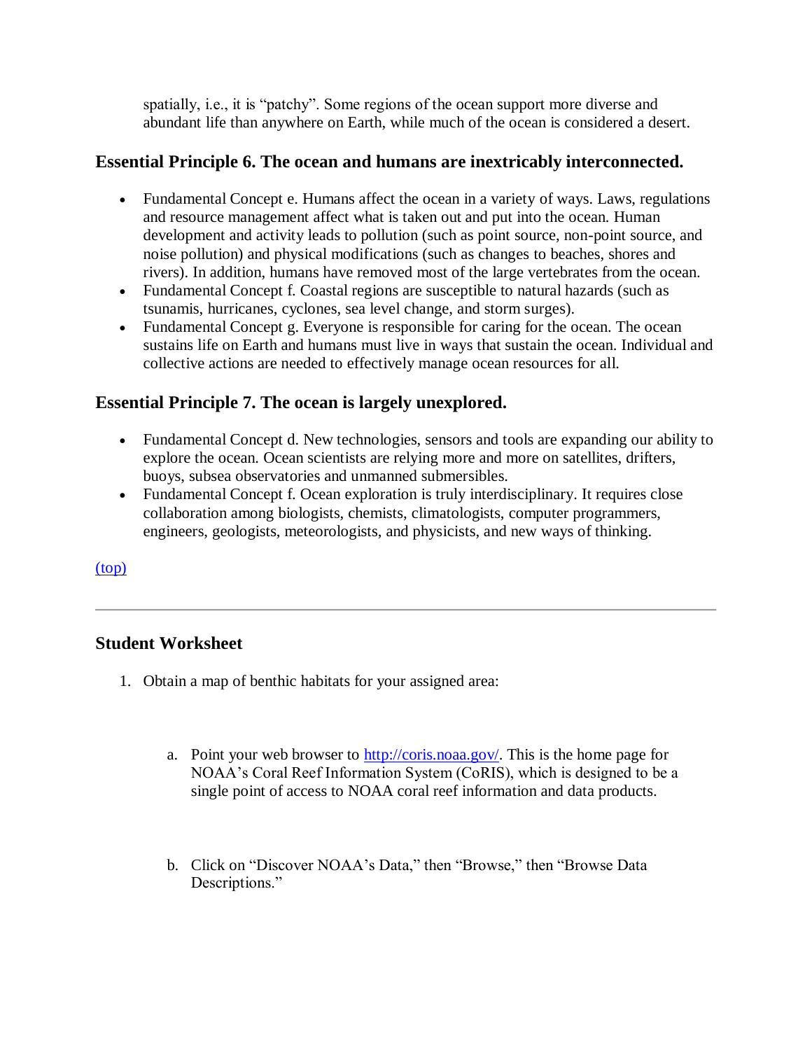spatially, i.e., it is "patchy". Some regions of the ocean support more diverse and abundant life than anywhere on Earth, while much of the ocean is considered a desert.

### Essential Principle 6. The ocean and humans are inextricably interconnected.

- Fundamental Concept e. Humans affect the ocean in a variety of ways. Laws, regulations and resource management affect what is taken out and put into the ocean. Human development and activity leads to pollution (such as point source, non-point source, and noise pollution) and physical modifications (such as changes to beaches, shores and rivers). In addition, humans have removed most of the large vertebrates from the ocean.
- Fundamental Concept f. Coastal regions are susceptible to natural hazards (such as tsunamis, hurricanes, cyclones, sea level change, and storm surges).
- Fundamental Concept g. Everyone is responsible for caring for the ocean. The ocean sustains life on Earth and humans must live in ways that sustain the ocean. Individual and collective actions are needed to effectively manage ocean resources for all.

### Essential Principle 7. The ocean is largely unexplored.

- Fundamental Concept d. New technologies, sensors and tools are expanding our ability to explore the ocean. Ocean scientists are relying more and more on satellites, drifters, buoys, subsea observatories and unmanned submersibles.
- Fundamental Concept f. Ocean exploration is truly interdisciplinary. It requires close collaboration among biologists, chemists, climatologists, computer programmers, engineers, geologists, meteorologists, and physicists, and new ways of thinking.

[(top)](#top)

---

### Student Worksheet

1. Obtain a map of benthic habitats for your assigned area:

   a. Point your web browser to [http://coris.noaa.gov/](http://coris.noaa.gov/). This is the home page for NOAA's Coral Reef Information System (CoRIS), which is designed to be a single point of access to NOAA coral reef information and data products.

   b. Click on "Discover NOAA's Data," then "Browse," then "Browse Data Descriptions."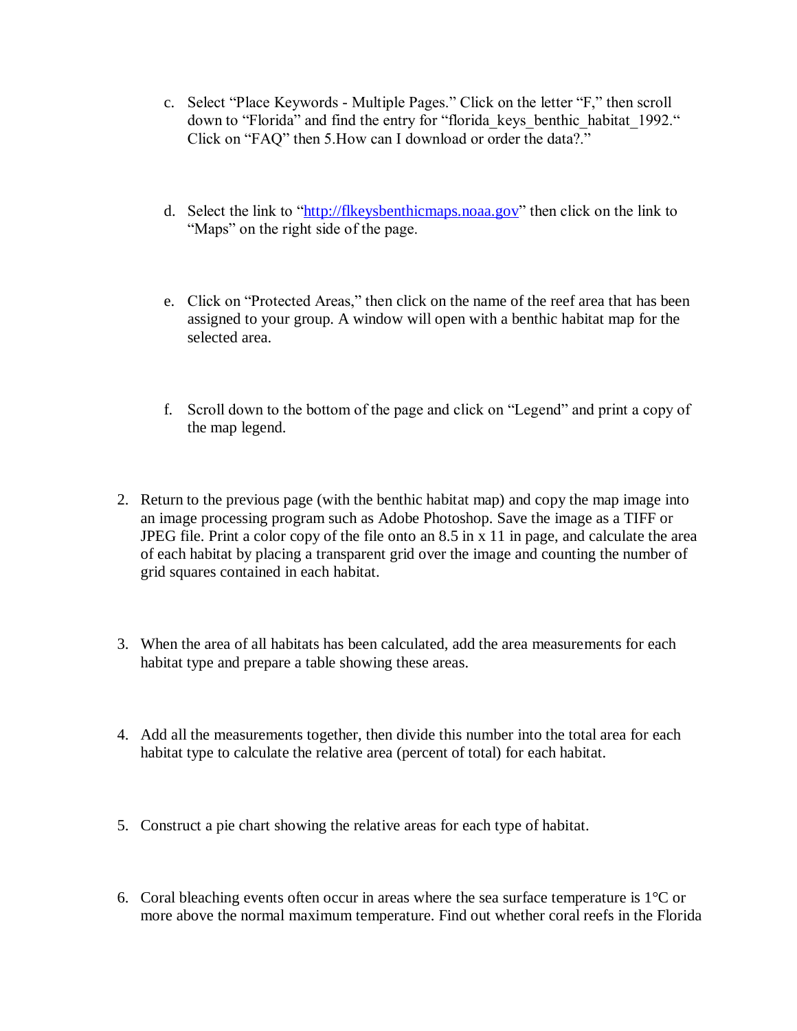c. Select “Place Keywords - Multiple Pages.” Click on the letter “F,” then scroll down to “Florida” and find the entry for “florida_keys_benthic_habitat_1992.“ Click on “FAQ” then 5.How can I download or order the data?.”

d. Select the link to “[http://flkeysbenthicmaps.noaa.gov](http://flkeysbenthicmaps.noaa.gov)” then click on the link to “Maps” on the right side of the page.

e. Click on “Protected Areas,” then click on the name of the reef area that has been assigned to your group. A window will open with a benthic habitat map for the selected area.

f. Scroll down to the bottom of the page and click on “Legend” and print a copy of the map legend.

2. Return to the previous page (with the benthic habitat map) and copy the map image into an image processing program such as Adobe Photoshop. Save the image as a TIFF or JPEG file. Print a color copy of the file onto an 8.5 in x 11 in page, and calculate the area of each habitat by placing a transparent grid over the image and counting the number of grid squares contained in each habitat.

3. When the area of all habitats has been calculated, add the area measurements for each habitat type and prepare a table showing these areas.

4. Add all the measurements together, then divide this number into the total area for each habitat type to calculate the relative area (percent of total) for each habitat.

5. Construct a pie chart showing the relative areas for each type of habitat.

6. Coral bleaching events often occur in areas where the sea surface temperature is 1°C or more above the normal maximum temperature. Find out whether coral reefs in the Florida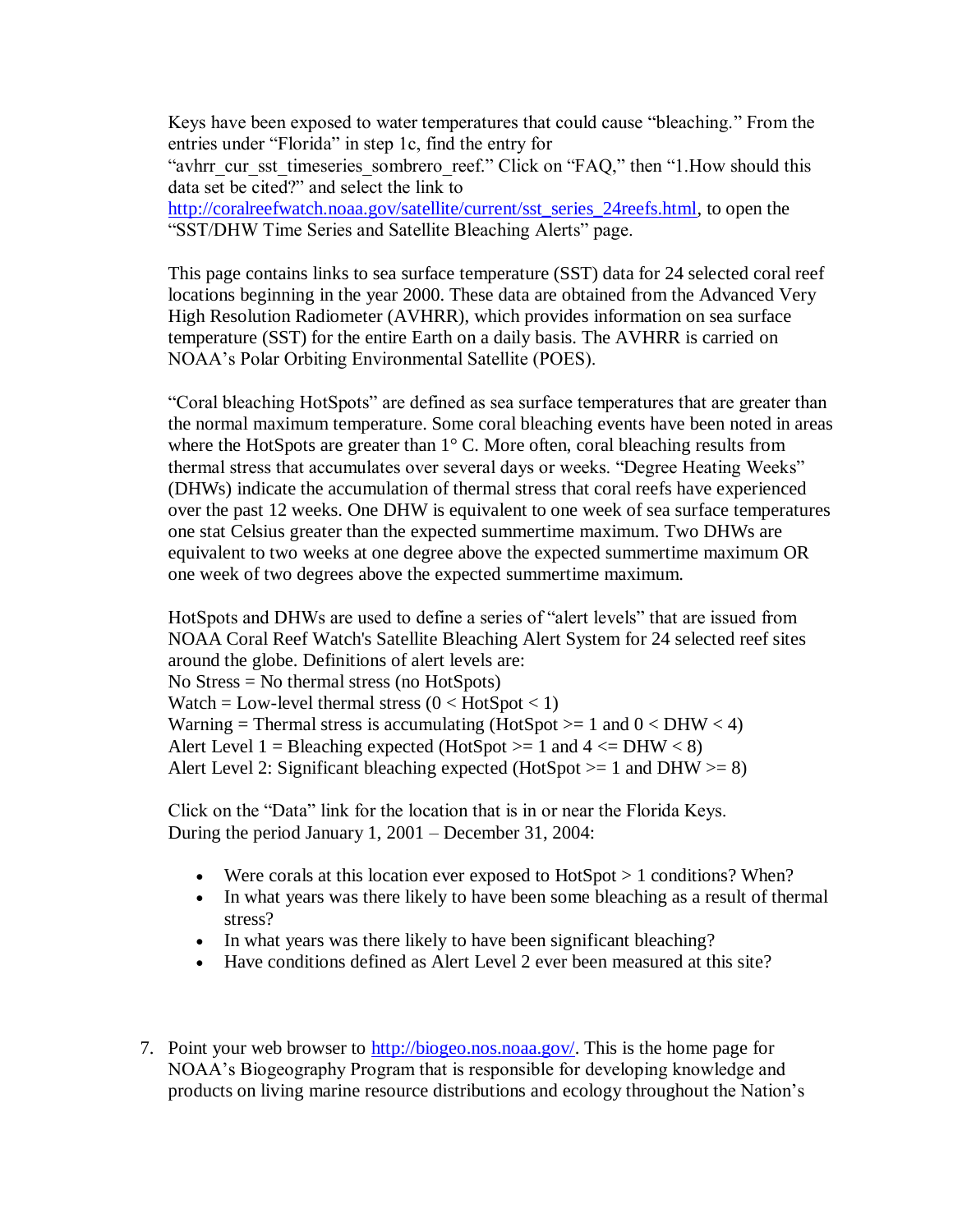Keys have been exposed to water temperatures that could cause “bleaching.” From the entries under “Florida” in step 1c, find the entry for “avhrr_cur_sst_timeseries_sombrero_reef.” Click on “FAQ,” then “1.How should this data set be cited?” and select the link to http://coralreefwatch.noaa.gov/satellite/current/sst_series_24reefs.html, to open the “SST/DHW Time Series and Satellite Bleaching Alerts” page.

This page contains links to sea surface temperature (SST) data for 24 selected coral reef locations beginning in the year 2000. These data are obtained from the Advanced Very High Resolution Radiometer (AVHRR), which provides information on sea surface temperature (SST) for the entire Earth on a daily basis. The AVHRR is carried on NOAA’s Polar Orbiting Environmental Satellite (POES).

“Coral bleaching HotSpots” are defined as sea surface temperatures that are greater than the normal maximum temperature. Some coral bleaching events have been noted in areas where the HotSpots are greater than 1° C. More often, coral bleaching results from thermal stress that accumulates over several days or weeks. “Degree Heating Weeks” (DHWs) indicate the accumulation of thermal stress that coral reefs have experienced over the past 12 weeks. One DHW is equivalent to one week of sea surface temperatures one stat Celsius greater than the expected summertime maximum. Two DHWs are equivalent to two weeks at one degree above the expected summertime maximum OR one week of two degrees above the expected summertime maximum.

HotSpots and DHWs are used to define a series of “alert levels” that are issued from NOAA Coral Reef Watch's Satellite Bleaching Alert System for 24 selected reef sites around the globe. Definitions of alert levels are:
No Stress = No thermal stress (no HotSpots)
Watch = Low-level thermal stress (0 < HotSpot < 1)
Warning = Thermal stress is accumulating (HotSpot >= 1 and 0 < DHW < 4)
Alert Level 1 = Bleaching expected (HotSpot >= 1 and 4 <= DHW < 8)
Alert Level 2: Significant bleaching expected (HotSpot >= 1 and DHW >= 8)

Click on the “Data” link for the location that is in or near the Florida Keys.
During the period January 1, 2001 – December 31, 2004:

- Were corals at this location ever exposed to HotSpot > 1 conditions? When?
- In what years was there likely to have been some bleaching as a result of thermal stress?
- In what years was there likely to have been significant bleaching?
- Have conditions defined as Alert Level 2 ever been measured at this site?

7. Point your web browser to http://biogeo.nos.noaa.gov/. This is the home page for NOAA’s Biogeography Program that is responsible for developing knowledge and products on living marine resource distributions and ecology throughout the Nation’s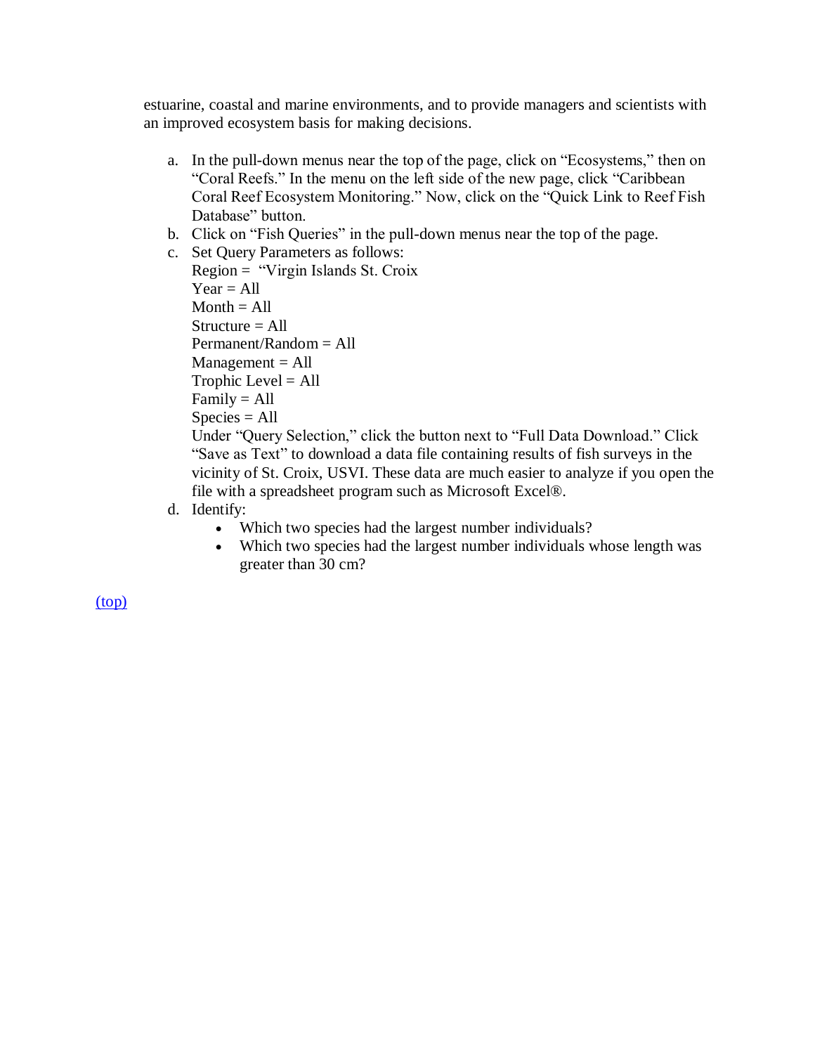estuarine, coastal and marine environments, and to provide managers and scientists with an improved ecosystem basis for making decisions.

a. In the pull-down menus near the top of the page, click on “Ecosystems,” then on “Coral Reefs.” In the menu on the left side of the new page, click “Caribbean Coral Reef Ecosystem Monitoring.” Now, click on the “Quick Link to Reef Fish Database” button.
b. Click on “Fish Queries” in the pull-down menus near the top of the page.
c. Set Query Parameters as follows:
   Region = “Virgin Islands St. Croix
   Year = All
   Month = All
   Structure = All
   Permanent/Random = All
   Management = All
   Trophic Level = All
   Family = All
   Species = All
   Under “Query Selection,” click the button next to “Full Data Download.” Click “Save as Text” to download a data file containing results of fish surveys in the vicinity of St. Croix, USVI. These data are much easier to analyze if you open the file with a spreadsheet program such as Microsoft Excel®.
d. Identify:
   - Which two species had the largest number individuals?
   - Which two species had the largest number individuals whose length was greater than 30 cm?

(top)